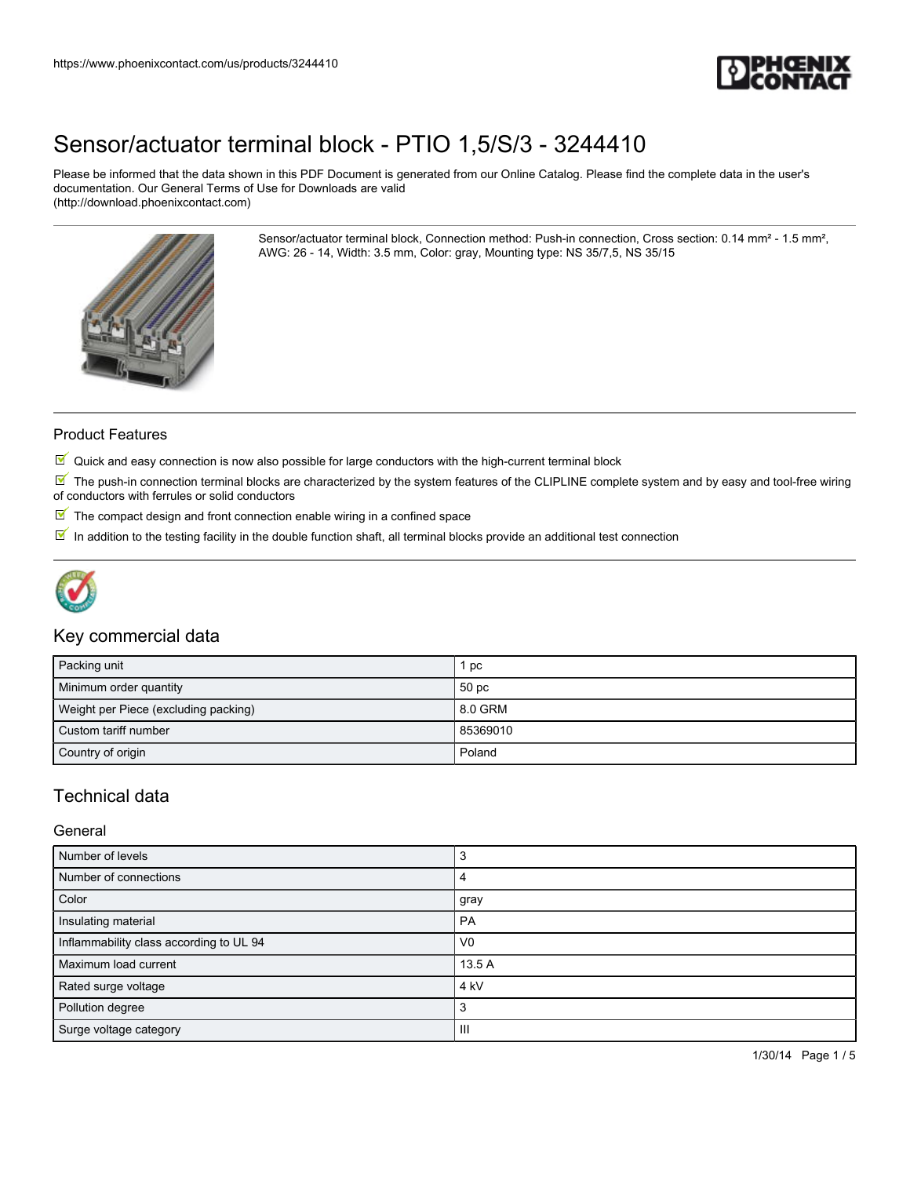# Sensor/actuator terminal block - PTIO 1,5/S/3 - 3244410

Please be informed that the data shown in this PDF Document is generated from our Online Catalog. Please find the complete data in the user's documentation. Our General Terms of Use for Downloads are valid (http://download.phoenixcontact.com)

Sensor/actuator terminal block, Connection method: Push-in connection, Cross section: 0.14 mm² - 1.5 mm², AWG: 26 - 14, Width: 3.5 mm, Color: gray, Mounting type: NS 35/7,5, NS 35/15

## Product Features

- Quick and easy connection is now also possible for large conductors with the high-current terminal block
- The push-in connection terminal blocks are characterized by the system features of the CLIPLINE complete system and by easy and tool-free wiring of conductors with ferrules or solid conductors
- The compact design and front connection enable wiring in a confined space
- In addition to the testing facility in the double function shaft, all terminal blocks provide an additional test connection

## Key commercial data

| | |
|---|---|
| Packing unit | 1 pc |
| Minimum order quantity | 50 pc |
| Weight per Piece (excluding packing) | 8.0 GRM |
| Custom tariff number | 85369010 |
| Country of origin | Poland |

## Technical data

### General

| | |
|---|---|
| Number of levels | 3 |
| Number of connections | 4 |
| Color | gray |
| Insulating material | PA |
| Inflammability class according to UL 94 | V0 |
| Maximum load current | 13.5 A |
| Rated surge voltage | 4 kV |
| Pollution degree | 3 |
| Surge voltage category | III |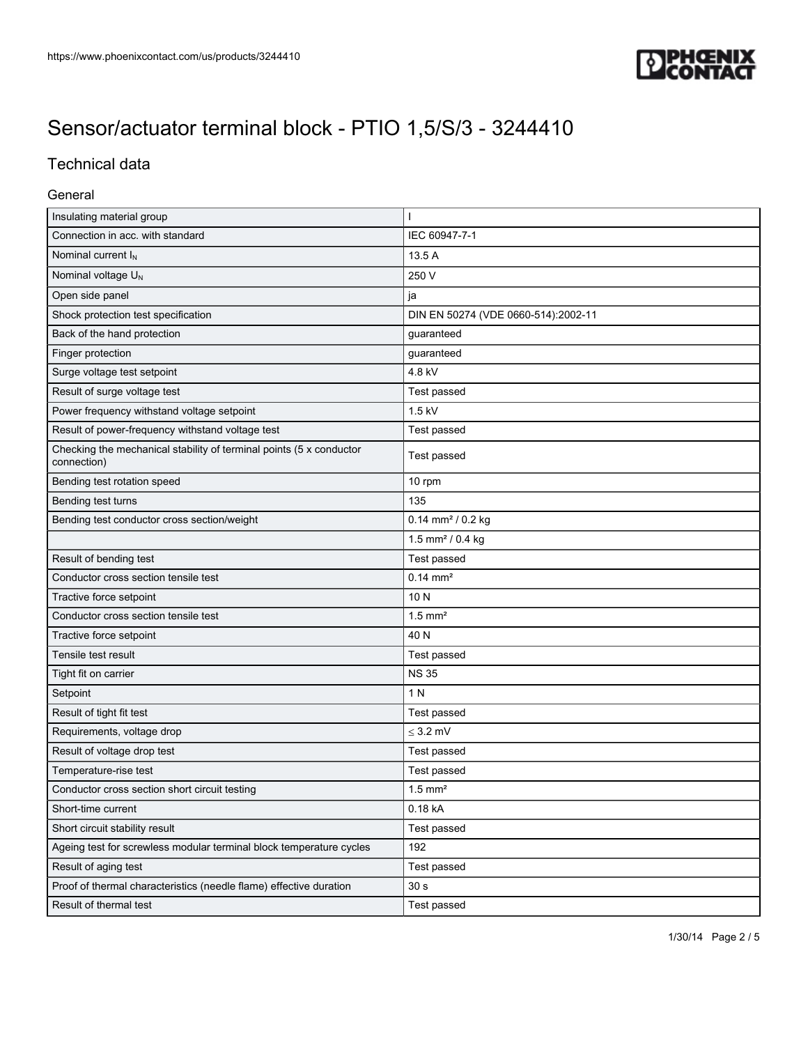# Sensor/actuator terminal block - PTIO 1,5/S/3 - 3244410

## Technical data

### General

| | |
|---|---|
| Insulating material group | I |
| Connection in acc. with standard | IEC 60947-7-1 |
| Nominal current $I_N$ | 13.5 A |
| Nominal voltage $U_N$ | 250 V |
| Open side panel | ja |
| Shock protection test specification | DIN EN 50274 (VDE 0660-514):2002-11 |
| Back of the hand protection | guaranteed |
| Finger protection | guaranteed |
| Surge voltage test setpoint | 4.8 kV |
| Result of surge voltage test | Test passed |
| Power frequency withstand voltage setpoint | 1.5 kV |
| Result of power-frequency withstand voltage test | Test passed |
| Checking the mechanical stability of terminal points (5 x conductor connection) | Test passed |
| Bending test rotation speed | 10 rpm |
| Bending test turns | 135 |
| Bending test conductor cross section/weight | 0.14 mm² / 0.2 kg |
| | 1.5 mm² / 0.4 kg |
| Result of bending test | Test passed |
| Conductor cross section tensile test | 0.14 mm² |
| Tractive force setpoint | 10 N |
| Conductor cross section tensile test | 1.5 mm² |
| Tractive force setpoint | 40 N |
| Tensile test result | Test passed |
| Tight fit on carrier | NS 35 |
| Setpoint | 1 N |
| Result of tight fit test | Test passed |
| Requirements, voltage drop | ≤ 3.2 mV |
| Result of voltage drop test | Test passed |
| Temperature-rise test | Test passed |
| Conductor cross section short circuit testing | 1.5 mm² |
| Short-time current | 0.18 kA |
| Short circuit stability result | Test passed |
| Ageing test for screwless modular terminal block temperature cycles | 192 |
| Result of aging test | Test passed |
| Proof of thermal characteristics (needle flame) effective duration | 30 s |
| Result of thermal test | Test passed |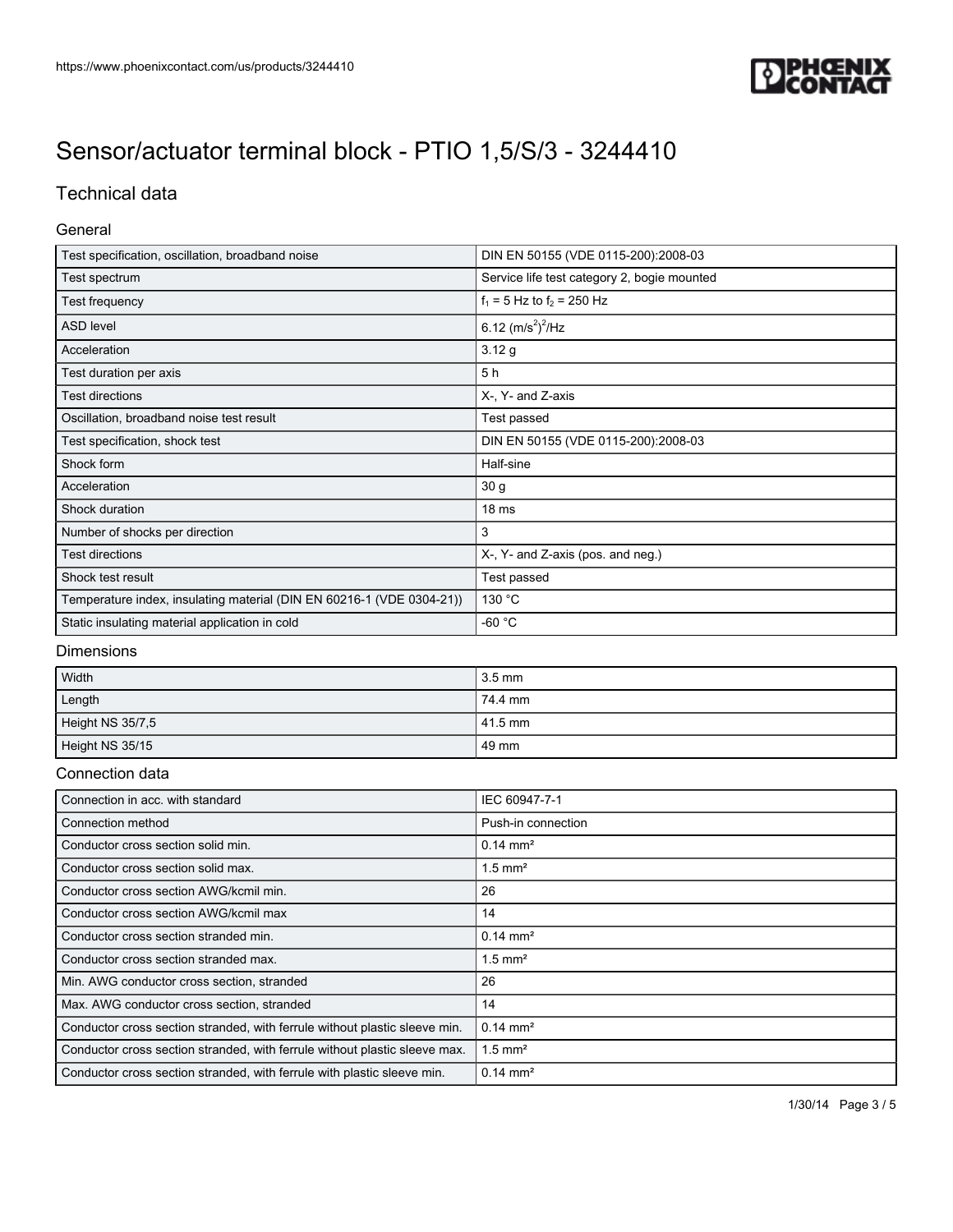# Sensor/actuator terminal block - PTIO 1,5/S/3 - 3244410

## Technical data

### General

| | |
|---|---|
| Test specification, oscillation, broadband noise | DIN EN 50155 (VDE 0115-200):2008-03 |
| Test spectrum | Service life test category 2, bogie mounted |
| Test frequency | $f_1$ = 5 Hz to $f_2$ = 250 Hz |
| ASD level | 6.12 $(m/s^2)^2/Hz$ |
| Acceleration | 3.12 g |
| Test duration per axis | 5 h |
| Test directions | X-, Y- and Z-axis |
| Oscillation, broadband noise test result | Test passed |
| Test specification, shock test | DIN EN 50155 (VDE 0115-200):2008-03 |
| Shock form | Half-sine |
| Acceleration | 30 g |
| Shock duration | 18 ms |
| Number of shocks per direction | 3 |
| Test directions | X-, Y- and Z-axis (pos. and neg.) |
| Shock test result | Test passed |
| Temperature index, insulating material (DIN EN 60216-1 (VDE 0304-21)) | 130 °C |
| Static insulating material application in cold | -60 °C |

### Dimensions

| | |
|---|---|
| Width | 3.5 mm |
| Length | 74.4 mm |
| Height NS 35/7,5 | 41.5 mm |
| Height NS 35/15 | 49 mm |

### Connection data

| | |
|---|---|
| Connection in acc. with standard | IEC 60947-7-1 |
| Connection method | Push-in connection |
| Conductor cross section solid min. | 0.14 mm² |
| Conductor cross section solid max. | 1.5 mm² |
| Conductor cross section AWG/kcmil min. | 26 |
| Conductor cross section AWG/kcmil max | 14 |
| Conductor cross section stranded min. | 0.14 mm² |
| Conductor cross section stranded max. | 1.5 mm² |
| Min. AWG conductor cross section, stranded | 26 |
| Max. AWG conductor cross section, stranded | 14 |
| Conductor cross section stranded, with ferrule without plastic sleeve min. | 0.14 mm² |
| Conductor cross section stranded, with ferrule without plastic sleeve max. | 1.5 mm² |
| Conductor cross section stranded, with ferrule with plastic sleeve min. | 0.14 mm² |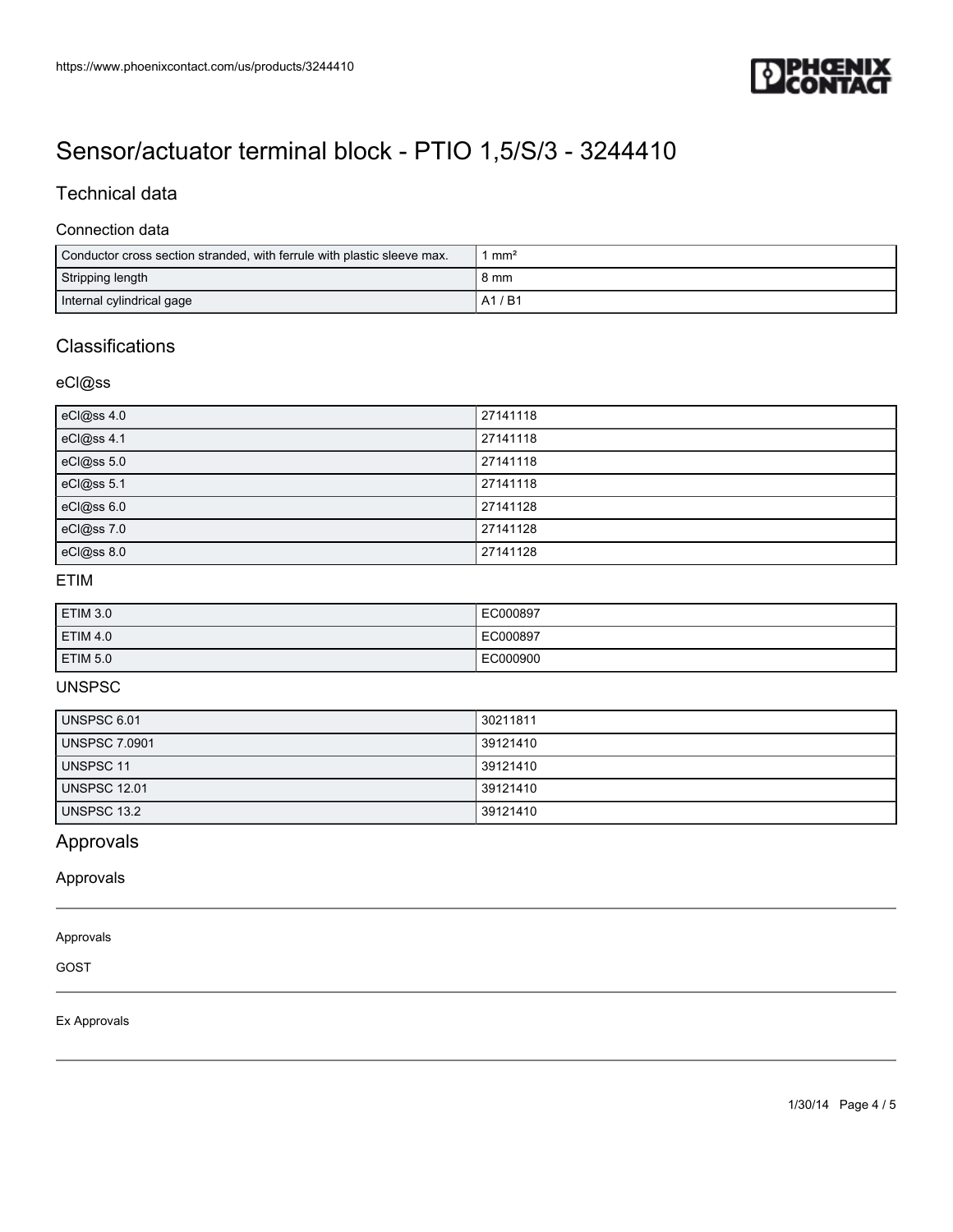# Sensor/actuator terminal block - PTIO 1,5/S/3 - 3244410

## Technical data

### Connection data

| | |
|---|---|
| Conductor cross section stranded, with ferrule with plastic sleeve max. | 1 mm² |
| Stripping length | 8 mm |
| Internal cylindrical gage | A1 / B1 |

## Classifications

### eCl@ss

| | |
|---|---|
| eCl@ss 4.0 | 27141118 |
| eCl@ss 4.1 | 27141118 |
| eCl@ss 5.0 | 27141118 |
| eCl@ss 5.1 | 27141118 |
| eCl@ss 6.0 | 27141128 |
| eCl@ss 7.0 | 27141128 |
| eCl@ss 8.0 | 27141128 |

### ETIM

| | |
|---|---|
| ETIM 3.0 | EC000897 |
| ETIM 4.0 | EC000897 |
| ETIM 5.0 | EC000900 |

### UNSPSC

| | |
|---|---|
| UNSPSC 6.01 | 30211811 |
| UNSPSC 7.0901 | 39121410 |
| UNSPSC 11 | 39121410 |
| UNSPSC 12.01 | 39121410 |
| UNSPSC 13.2 | 39121410 |

## Approvals

### Approvals

Approvals

GOST

Ex Approvals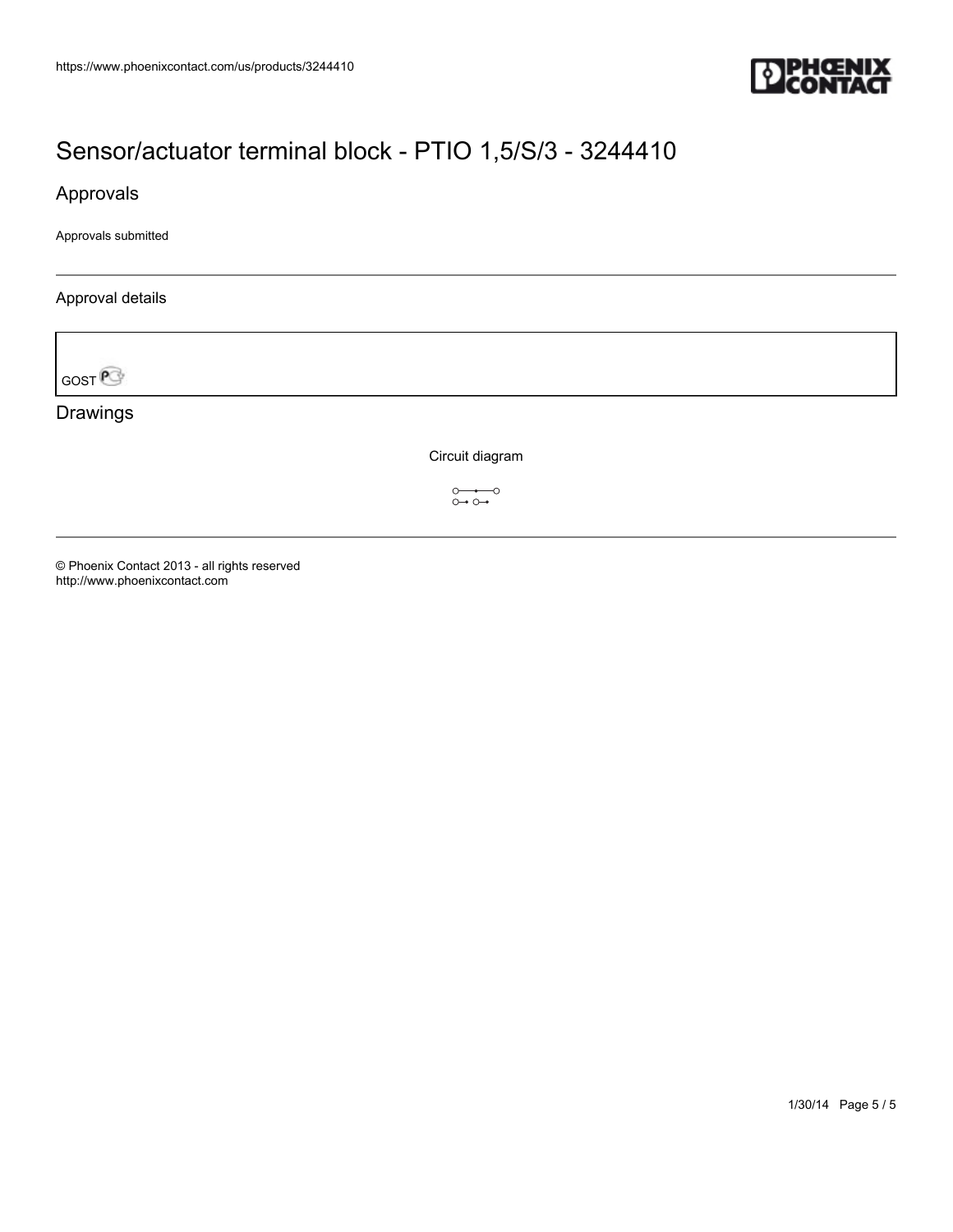# Sensor/actuator terminal block - PTIO 1,5/S/3 - 3244410

## Approvals

Approvals submitted

### Approval details

GOST

## Drawings

Circuit diagram

© Phoenix Contact 2013 - all rights reserved
http://www.phoenixcontact.com